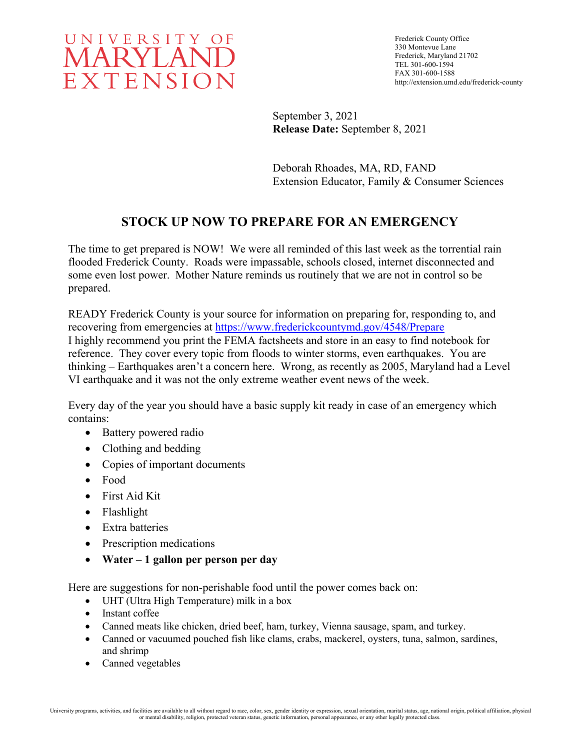UNIVERSITY OF MARYLAND EXTENSION

Frederick County Office
330 Montevue Lane
Frederick, Maryland 21702
TEL 301-600-1594
FAX 301-600-1588
http://extension.umd.edu/frederick-county

September 3, 2021
**Release Date:** September 8, 2021

Deborah Rhoades, MA, RD, FAND
Extension Educator, Family & Consumer Sciences

# STOCK UP NOW TO PREPARE FOR AN EMERGENCY

The time to get prepared is NOW! We were all reminded of this last week as the torrential rain flooded Frederick County. Roads were impassable, schools closed, internet disconnected and some even lost power. Mother Nature reminds us routinely that we are not in control so be prepared.

READY Frederick County is your source for information on preparing for, responding to, and recovering from emergencies at https://www.frederickcountymd.gov/4548/Prepare
I highly recommend you print the FEMA factsheets and store in an easy to find notebook for reference. They cover every topic from floods to winter storms, even earthquakes. You are thinking – Earthquakes aren't a concern here. Wrong, as recently as 2005, Maryland had a Level VI earthquake and it was not the only extreme weather event news of the week.

Every day of the year you should have a basic supply kit ready in case of an emergency which contains:

- Battery powered radio
- Clothing and bedding
- Copies of important documents
- Food
- First Aid Kit
- Flashlight
- Extra batteries
- Prescription medications
- **Water – 1 gallon per person per day**

Here are suggestions for non-perishable food until the power comes back on:

- UHT (Ultra High Temperature) milk in a box
- Instant coffee
- Canned meats like chicken, dried beef, ham, turkey, Vienna sausage, spam, and turkey.
- Canned or vacuumed pouched fish like clams, crabs, mackerel, oysters, tuna, salmon, sardines, and shrimp
- Canned vegetables

University programs, activities, and facilities are available to all without regard to race, color, sex, gender identity or expression, sexual orientation, marital status, age, national origin, political affiliation, physical or mental disability, religion, protected veteran status, genetic information, personal appearance, or any other legally protected class.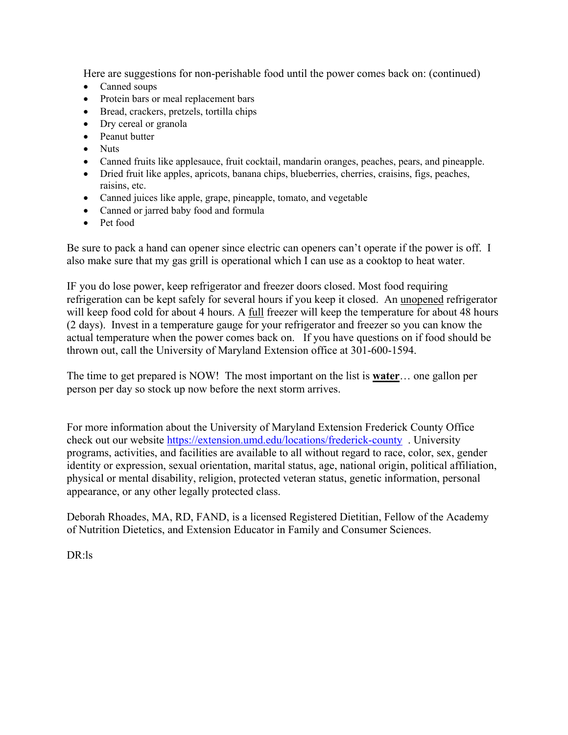Here are suggestions for non-perishable food until the power comes back on: (continued)

- Canned soups
- Protein bars or meal replacement bars
- Bread, crackers, pretzels, tortilla chips
- Dry cereal or granola
- Peanut butter
- Nuts
- Canned fruits like applesauce, fruit cocktail, mandarin oranges, peaches, pears, and pineapple.
- Dried fruit like apples, apricots, banana chips, blueberries, cherries, craisins, figs, peaches, raisins, etc.
- Canned juices like apple, grape, pineapple, tomato, and vegetable
- Canned or jarred baby food and formula
- Pet food

Be sure to pack a hand can opener since electric can openers can't operate if the power is off. I also make sure that my gas grill is operational which I can use as a cooktop to heat water.

IF you do lose power, keep refrigerator and freezer doors closed. Most food requiring refrigeration can be kept safely for several hours if you keep it closed. An <u>unopened</u> refrigerator will keep food cold for about 4 hours. A <u>full</u> freezer will keep the temperature for about 48 hours (2 days). Invest in a temperature gauge for your refrigerator and freezer so you can know the actual temperature when the power comes back on. If you have questions on if food should be thrown out, call the University of Maryland Extension office at 301-600-1594.

The time to get prepared is NOW! The most important on the list is <u>**water**</u>… one gallon per person per day so stock up now before the next storm arrives.

For more information about the University of Maryland Extension Frederick County Office check out our website [https://extension.umd.edu/locations/frederick-county](https://extension.umd.edu/locations/frederick-county) . University programs, activities, and facilities are available to all without regard to race, color, sex, gender identity or expression, sexual orientation, marital status, age, national origin, political affiliation, physical or mental disability, religion, protected veteran status, genetic information, personal appearance, or any other legally protected class.

Deborah Rhoades, MA, RD, FAND, is a licensed Registered Dietitian, Fellow of the Academy of Nutrition Dietetics, and Extension Educator in Family and Consumer Sciences.

DR:ls